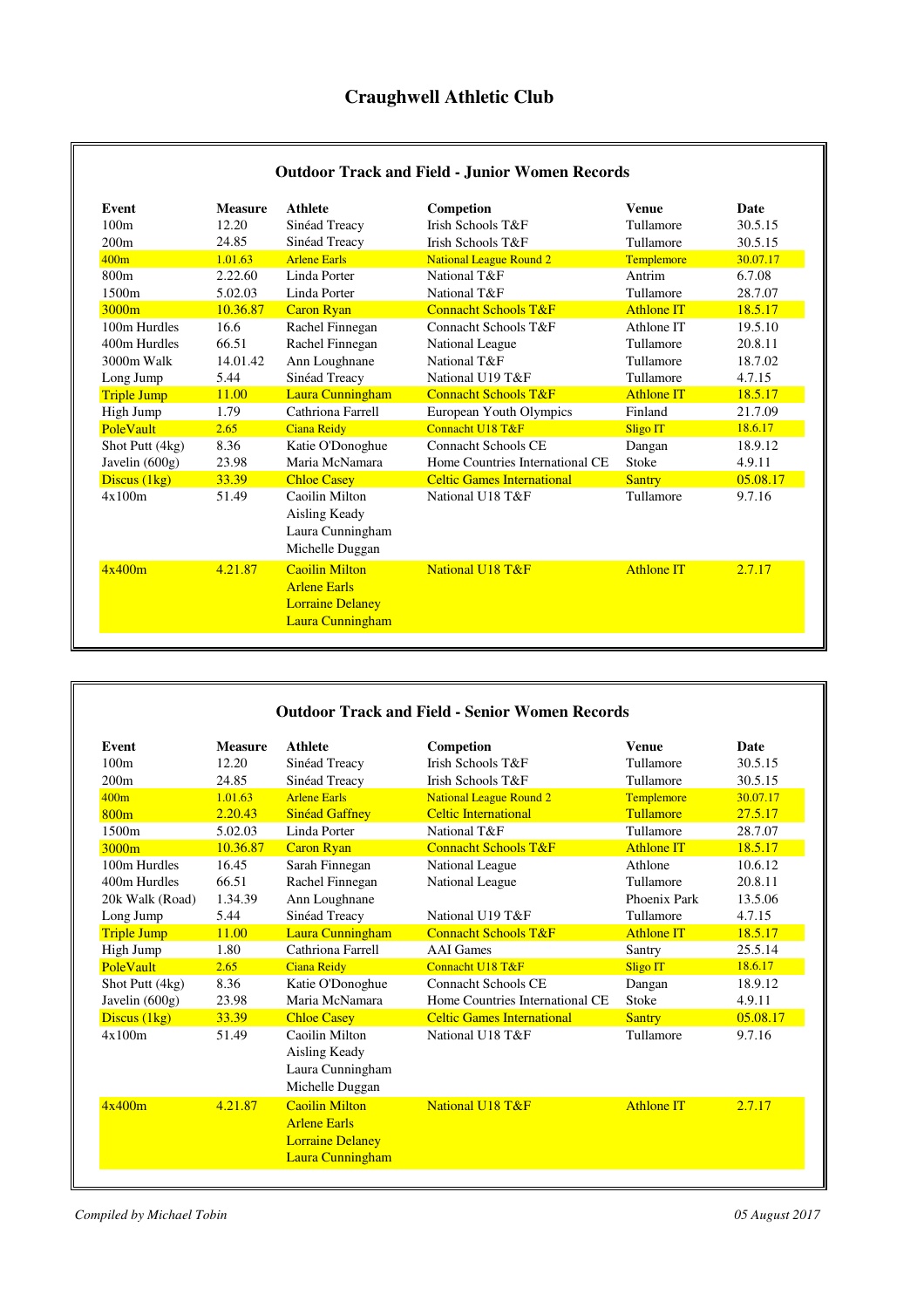# Craughwell Athletic Club

## Outdoor Track and Field - Junior Women Records

| Event | Measure | Athlete | Competion | Venue | Date |
|---|---|---|---|---|---|
| 100m | 12.20 | Sinéad Treacy | Irish Schools T&F | Tullamore | 30.5.15 |
| 200m | 24.85 | Sinéad Treacy | Irish Schools T&F | Tullamore | 30.5.15 |
| 400m | 1.01.63 | Arlene Earls | National League Round 2 | Templemore | 30.07.17 |
| 800m | 2.22.60 | Linda Porter | National T&F | Antrim | 6.7.08 |
| 1500m | 5.02.03 | Linda Porter | National T&F | Tullamore | 28.7.07 |
| 3000m | 10.36.87 | Caron Ryan | Connacht Schools T&F | Athlone IT | 18.5.17 |
| 100m Hurdles | 16.6 | Rachel Finnegan | Connacht Schools T&F | Athlone IT | 19.5.10 |
| 400m Hurdles | 66.51 | Rachel Finnegan | National League | Tullamore | 20.8.11 |
| 3000m Walk | 14.01.42 | Ann Loughnane | National T&F | Tullamore | 18.7.02 |
| Long Jump | 5.44 | Sinéad Treacy | National U19 T&F | Tullamore | 4.7.15 |
| Triple Jump | 11.00 | Laura Cunningham | Connacht Schools T&F | Athlone IT | 18.5.17 |
| High Jump | 1.79 | Cathriona Farrell | European Youth Olympics | Finland | 21.7.09 |
| PoleVault | 2.65 | Ciana Reidy | Connacht U18 T&F | Sligo IT | 18.6.17 |
| Shot Putt (4kg) | 8.36 | Katie O'Donoghue | Connacht Schools CE | Dangan | 18.9.12 |
| Javelin (600g) | 23.98 | Maria McNamara | Home Countries International CE | Stoke | 4.9.11 |
| Discus (1kg) | 33.39 | Chloe Casey | Celtic Games International | Santry | 05.08.17 |
| 4x100m | 51.49 | Caoilin Milton<br>Aisling Keady<br>Laura Cunningham<br>Michelle Duggan | National U18 T&F | Tullamore | 9.7.16 |
| 4x400m | 4.21.87 | Caoilin Milton<br>Arlene Earls<br>Lorraine Delaney<br>Laura Cunningham | National U18 T&F | Athlone IT | 2.7.17 |

## Outdoor Track and Field - Senior Women Records

| Event | Measure | Athlete | Competion | Venue | Date |
|---|---|---|---|---|---|
| 100m | 12.20 | Sinéad Treacy | Irish Schools T&F | Tullamore | 30.5.15 |
| 200m | 24.85 | Sinéad Treacy | Irish Schools T&F | Tullamore | 30.5.15 |
| 400m | 1.01.63 | Arlene Earls | National League Round 2 | Templemore | 30.07.17 |
| 800m | 2.20.43 | Sinéad Gaffney | Celtic International | Tullamore | 27.5.17 |
| 1500m | 5.02.03 | Linda Porter | National T&F | Tullamore | 28.7.07 |
| 3000m | 10.36.87 | Caron Ryan | Connacht Schools T&F | Athlone IT | 18.5.17 |
| 100m Hurdles | 16.45 | Sarah Finnegan | National League | Athlone | 10.6.12 |
| 400m Hurdles | 66.51 | Rachel Finnegan | National League | Tullamore | 20.8.11 |
| 20k Walk (Road) | 1.34.39 | Ann Loughnane | | Phoenix Park | 13.5.06 |
| Long Jump | 5.44 | Sinéad Treacy | National U19 T&F | Tullamore | 4.7.15 |
| Triple Jump | 11.00 | Laura Cunningham | Connacht Schools T&F | Athlone IT | 18.5.17 |
| High Jump | 1.80 | Cathriona Farrell | AAI Games | Santry | 25.5.14 |
| PoleVault | 2.65 | Ciana Reidy | Connacht U18 T&F | Sligo IT | 18.6.17 |
| Shot Putt (4kg) | 8.36 | Katie O'Donoghue | Connacht Schools CE | Dangan | 18.9.12 |
| Javelin (600g) | 23.98 | Maria McNamara | Home Countries International CE | Stoke | 4.9.11 |
| Discus (1kg) | 33.39 | Chloe Casey | Celtic Games International | Santry | 05.08.17 |
| 4x100m | 51.49 | Caoilin Milton<br>Aisling Keady<br>Laura Cunningham<br>Michelle Duggan | National U18 T&F | Tullamore | 9.7.16 |
| 4x400m | 4.21.87 | Caoilin Milton<br>Arlene Earls<br>Lorraine Delaney<br>Laura Cunningham | National U18 T&F | Athlone IT | 2.7.17 |

*Compiled by Michael Tobin* *05 August 2017*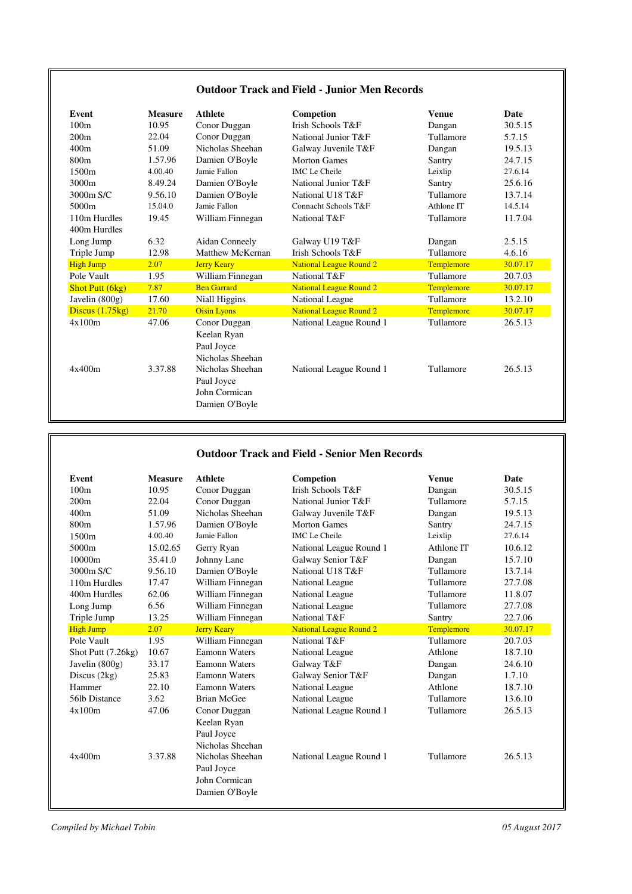## Outdoor Track and Field - Junior Men Records

| Event | Measure | Athlete | Competion | Venue | Date |
|---|---|---|---|---|---|
| 100m | 10.95 | Conor Duggan | Irish Schools T&F | Dangan | 30.5.15 |
| 200m | 22.04 | Conor Duggan | National Junior T&F | Tullamore | 5.7.15 |
| 400m | 51.09 | Nicholas Sheehan | Galway Juvenile T&F | Dangan | 19.5.13 |
| 800m | 1.57.96 | Damien O'Boyle | Morton Games | Santry | 24.7.15 |
| 1500m | 4.00.40 | Jamie Fallon | IMC Le Cheile | Leixlip | 27.6.14 |
| 3000m | 8.49.24 | Damien O'Boyle | National Junior T&F | Santry | 25.6.16 |
| 3000m S/C | 9.56.10 | Damien O'Boyle | National U18 T&F | Tullamore | 13.7.14 |
| 5000m | 15.04.0 | Jamie Fallon | Connacht Schools T&F | Athlone IT | 14.5.14 |
| 110m Hurdles | 19.45 | William Finnegan | National T&F | Tullamore | 11.7.04 |
| 400m Hurdles | | | | | |
| Long Jump | 6.32 | Aidan Conneely | Galway U19 T&F | Dangan | 2.5.15 |
| Triple Jump | 12.98 | Matthew McKernan | Irish Schools T&F | Tullamore | 4.6.16 |
| High Jump | 2.07 | Jerry Keary | National League Round 2 | Templemore | 30.07.17 |
| Pole Vault | 1.95 | William Finnegan | National T&F | Tullamore | 20.7.03 |
| Shot Putt (6kg) | 7.87 | Ben Garrard | National League Round 2 | Templemore | 30.07.17 |
| Javelin (800g) | 17.60 | Niall Higgins | National League | Tullamore | 13.2.10 |
| Discus (1.75kg) | 21.70 | Oisin Lyons | National League Round 2 | Templemore | 30.07.17 |
| 4x100m | 47.06 | Conor Duggan<br>Keelan Ryan<br>Paul Joyce<br>Nicholas Sheehan | National League Round 1 | Tullamore | 26.5.13 |
| 4x400m | 3.37.88 | Nicholas Sheehan<br>Paul Joyce<br>John Cormican<br>Damien O'Boyle | National League Round 1 | Tullamore | 26.5.13 |

## Outdoor Track and Field - Senior Men Records

| Event | Measure | Athlete | Competion | Venue | Date |
|---|---|---|---|---|---|
| 100m | 10.95 | Conor Duggan | Irish Schools T&F | Dangan | 30.5.15 |
| 200m | 22.04 | Conor Duggan | National Junior T&F | Tullamore | 5.7.15 |
| 400m | 51.09 | Nicholas Sheehan | Galway Juvenile T&F | Dangan | 19.5.13 |
| 800m | 1.57.96 | Damien O'Boyle | Morton Games | Santry | 24.7.15 |
| 1500m | 4.00.40 | Jamie Fallon | IMC Le Cheile | Leixlip | 27.6.14 |
| 5000m | 15.02.65 | Gerry Ryan | National League Round 1 | Athlone IT | 10.6.12 |
| 10000m | 35.41.0 | Johnny Lane | Galway Senior T&F | Dangan | 15.7.10 |
| 3000m S/C | 9.56.10 | Damien O'Boyle | National U18 T&F | Tullamore | 13.7.14 |
| 110m Hurdles | 17.47 | William Finnegan | National League | Tullamore | 27.7.08 |
| 400m Hurdles | 62.06 | William Finnegan | National League | Tullamore | 11.8.07 |
| Long Jump | 6.56 | William Finnegan | National League | Tullamore | 27.7.08 |
| Triple Jump | 13.25 | William Finnegan | National T&F | Santry | 22.7.06 |
| High Jump | 2.07 | Jerry Keary | National League Round 2 | Templemore | 30.07.17 |
| Pole Vault | 1.95 | William Finnegan | National T&F | Tullamore | 20.7.03 |
| Shot Putt (7.26kg) | 10.67 | Eamonn Waters | National League | Athlone | 18.7.10 |
| Javelin (800g) | 33.17 | Eamonn Waters | Galway T&F | Dangan | 24.6.10 |
| Discus (2kg) | 25.83 | Eamonn Waters | Galway Senior T&F | Dangan | 1.7.10 |
| Hammer | 22.10 | Eamonn Waters | National League | Athlone | 18.7.10 |
| 56lb Distance | 3.62 | Brian McGee | National League | Tullamore | 13.6.10 |
| 4x100m | 47.06 | Conor Duggan<br>Keelan Ryan<br>Paul Joyce<br>Nicholas Sheehan | National League Round 1 | Tullamore | 26.5.13 |
| 4x400m | 3.37.88 | Nicholas Sheehan<br>Paul Joyce<br>John Cormican<br>Damien O'Boyle | National League Round 1 | Tullamore | 26.5.13 |

*Compiled by Michael Tobin* *05 August 2017*